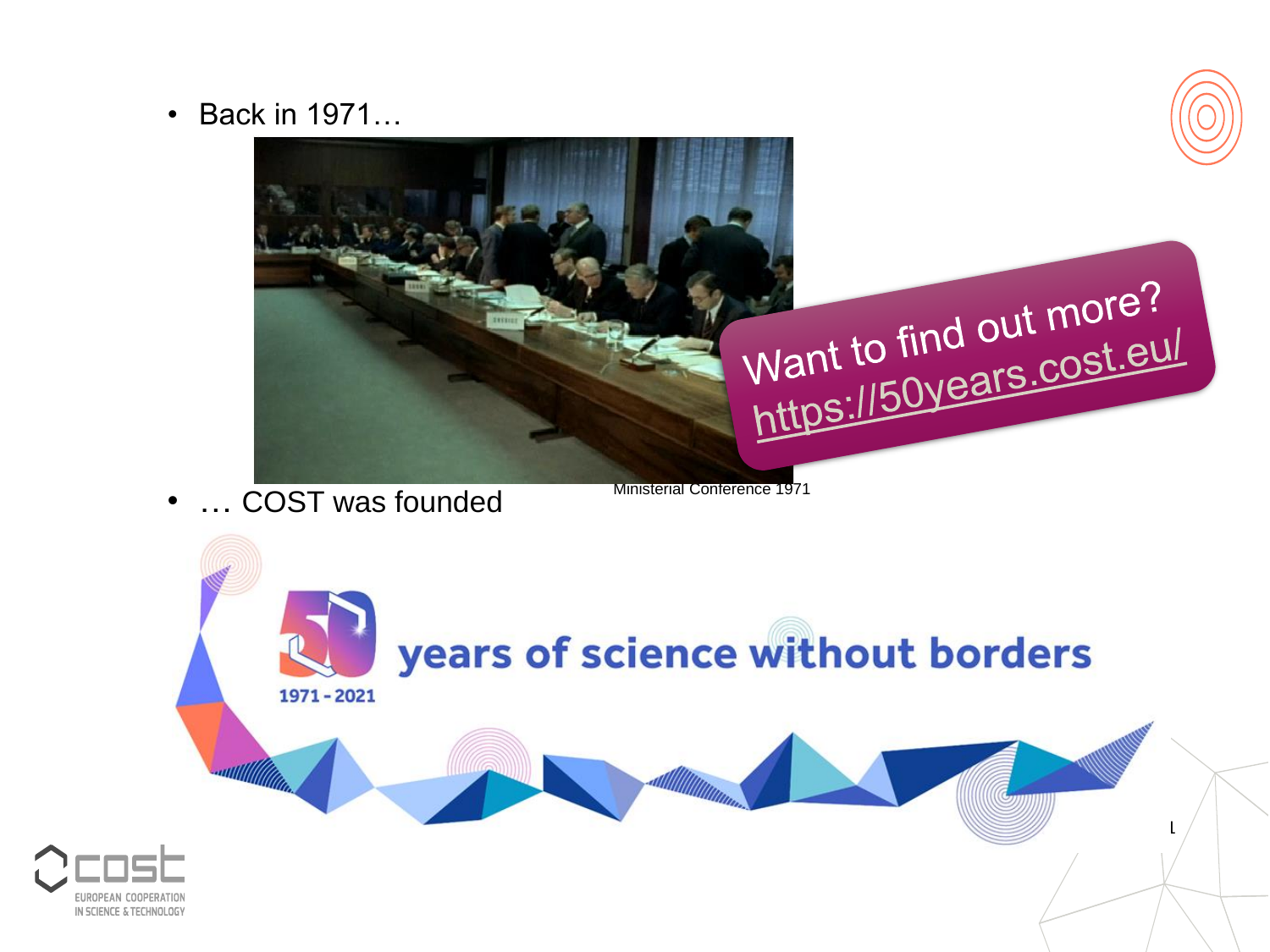- Back in 1971…

Ministerial Conference 1971

- … COST was founded

Want to find out more? https://50years.cost.eu/

50 years of science without borders

1971 - 2021

COST EUROPEAN COOPERATION IN SCIENCE & TECHNOLOGY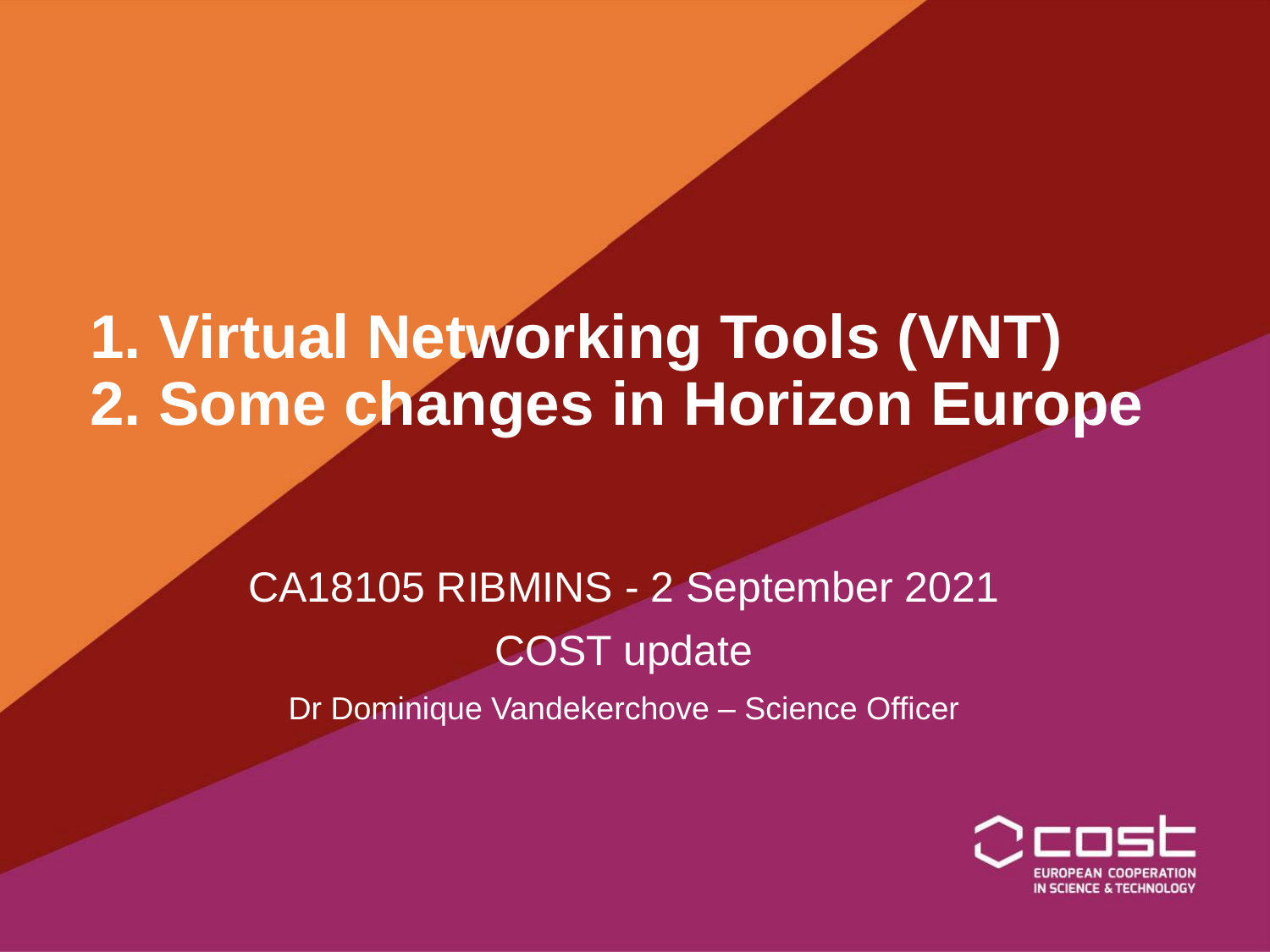# 1. Virtual Networking Tools (VNT)
# 2. Some changes in Horizon Europe

CA18105 RIBMINS - 2 September 2021

COST update

Dr Dominique Vandekerchove – Science Officer

EUROPEAN COOPERATION IN SCIENCE & TECHNOLOGY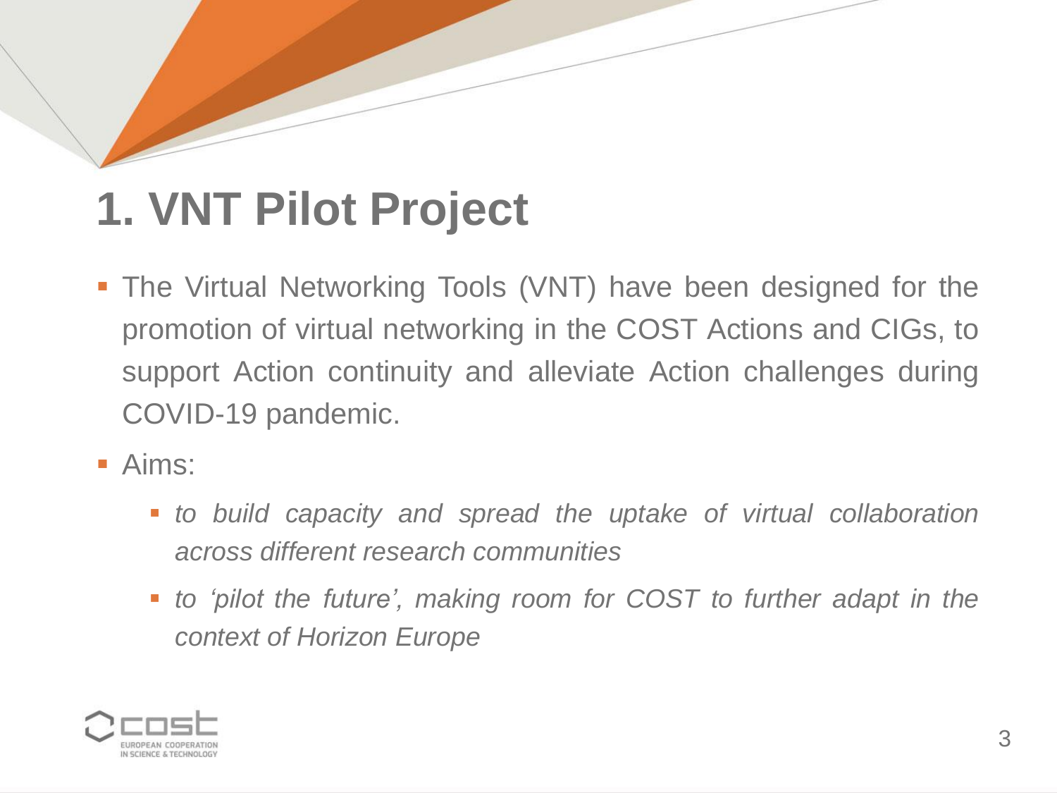# 1. VNT Pilot Project

- The Virtual Networking Tools (VNT) have been designed for the promotion of virtual networking in the COST Actions and CIGs, to support Action continuity and alleviate Action challenges during COVID-19 pandemic.
- Aims:
  - *to build capacity and spread the uptake of virtual collaboration across different research communities*
  - *to ‘pilot the future’, making room for COST to further adapt in the context of Horizon Europe*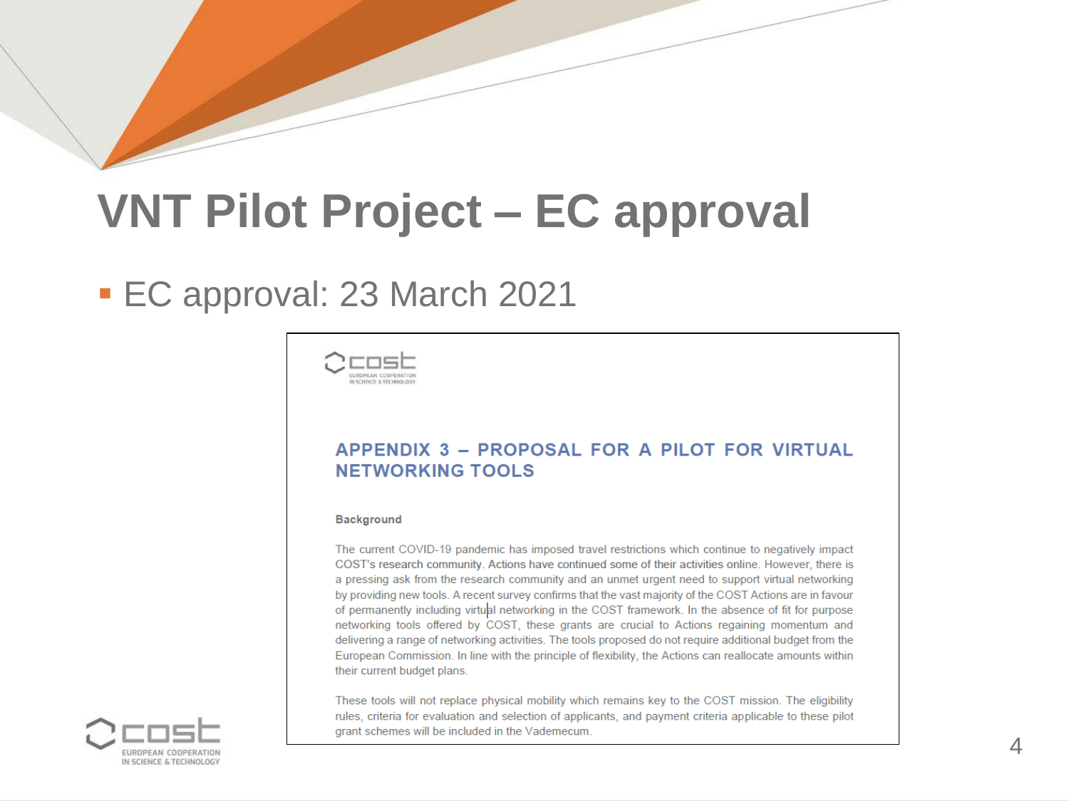# VNT Pilot Project – EC approval

- EC approval: 23 March 2021

## APPENDIX 3 – PROPOSAL FOR A PILOT FOR VIRTUAL NETWORKING TOOLS

**Background**

The current COVID-19 pandemic has imposed travel restrictions which continue to negatively impact COST's research community. Actions have continued some of their activities online. However, there is a pressing ask from the research community and an unmet urgent need to support virtual networking by providing new tools. A recent survey confirms that the vast majority of the COST Actions are in favour of permanently including virtual networking in the COST framework. In the absence of fit for purpose networking tools offered by COST, these grants are crucial to Actions regaining momentum and delivering a range of networking activities. The tools proposed do not require additional budget from the European Commission. In line with the principle of flexibility, the Actions can reallocate amounts within their current budget plans.

These tools will not replace physical mobility which remains key to the COST mission. The eligibility rules, criteria for evaluation and selection of applicants, and payment criteria applicable to these pilot grant schemes will be included in the Vademecum.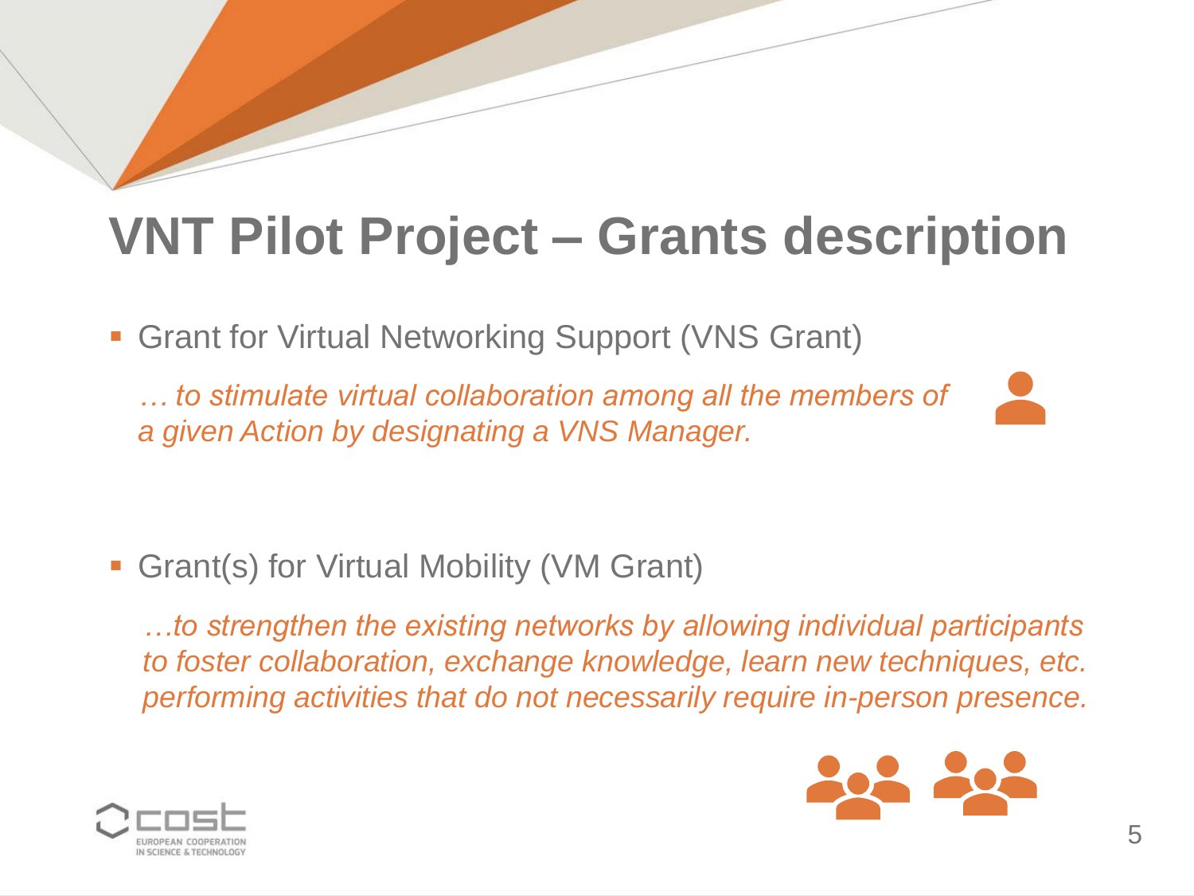# VNT Pilot Project – Grants description

- Grant for Virtual Networking Support (VNS Grant)

  *… to stimulate virtual collaboration among all the members of a given Action by designating a VNS Manager.*

- Grant(s) for Virtual Mobility (VM Grant)

  *…to strengthen the existing networks by allowing individual participants to foster collaboration, exchange knowledge, learn new techniques, etc. performing activities that do not necessarily require in-person presence.*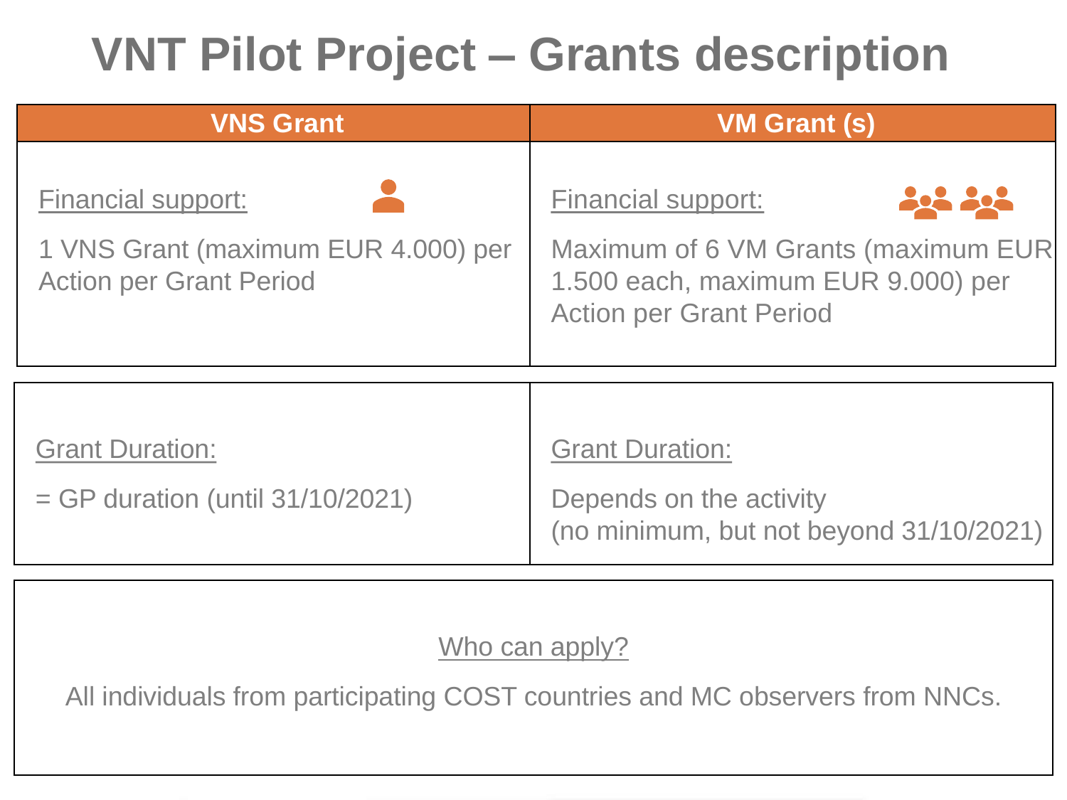# VNT Pilot Project – Grants description

| VNS Grant | VM Grant (s) |
| --- | --- |
| Financial support:<br>1 VNS Grant (maximum EUR 4.000) per Action per Grant Period | Financial support:<br>Maximum of 6 VM Grants (maximum EUR 1.500 each, maximum EUR 9.000) per Action per Grant Period |
| Grant Duration:<br>= GP duration (until 31/10/2021) | Grant Duration:<br>Depends on the activity<br>(no minimum, but not beyond 31/10/2021) |

**Who can apply?**

All individuals from participating COST countries and MC observers from NNCs.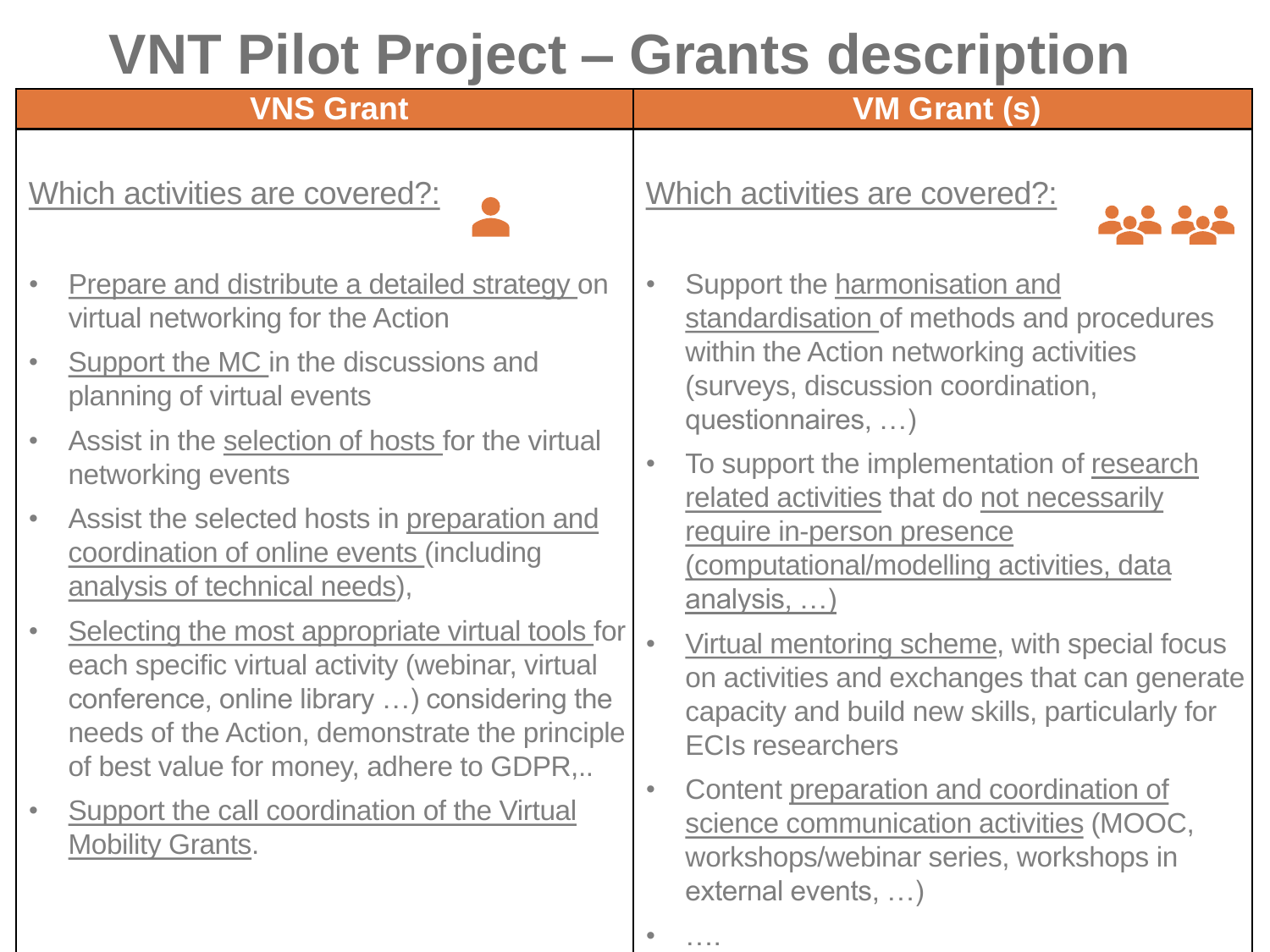# VNT Pilot Project – Grants description

## VNS Grant

Which activities are covered?:

- Prepare and distribute a detailed strategy on virtual networking for the Action
- Support the MC in the discussions and planning of virtual events
- Assist in the selection of hosts for the virtual networking events
- Assist the selected hosts in preparation and coordination of online events (including analysis of technical needs),
- Selecting the most appropriate virtual tools for each specific virtual activity (webinar, virtual conference, online library …) considering the needs of the Action, demonstrate the principle of best value for money, adhere to GDPR,..
- Support the call coordination of the Virtual Mobility Grants.

## VM Grant (s)

Which activities are covered?:

- Support the harmonisation and standardisation of methods and procedures within the Action networking activities (surveys, discussion coordination, questionnaires, …)
- To support the implementation of research related activities that do not necessarily require in-person presence (computational/modelling activities, data analysis, …)
- Virtual mentoring scheme, with special focus on activities and exchanges that can generate capacity and build new skills, particularly for ECIs researchers
- Content preparation and coordination of science communication activities (MOOC, workshops/webinar series, workshops in external events, …)
- ….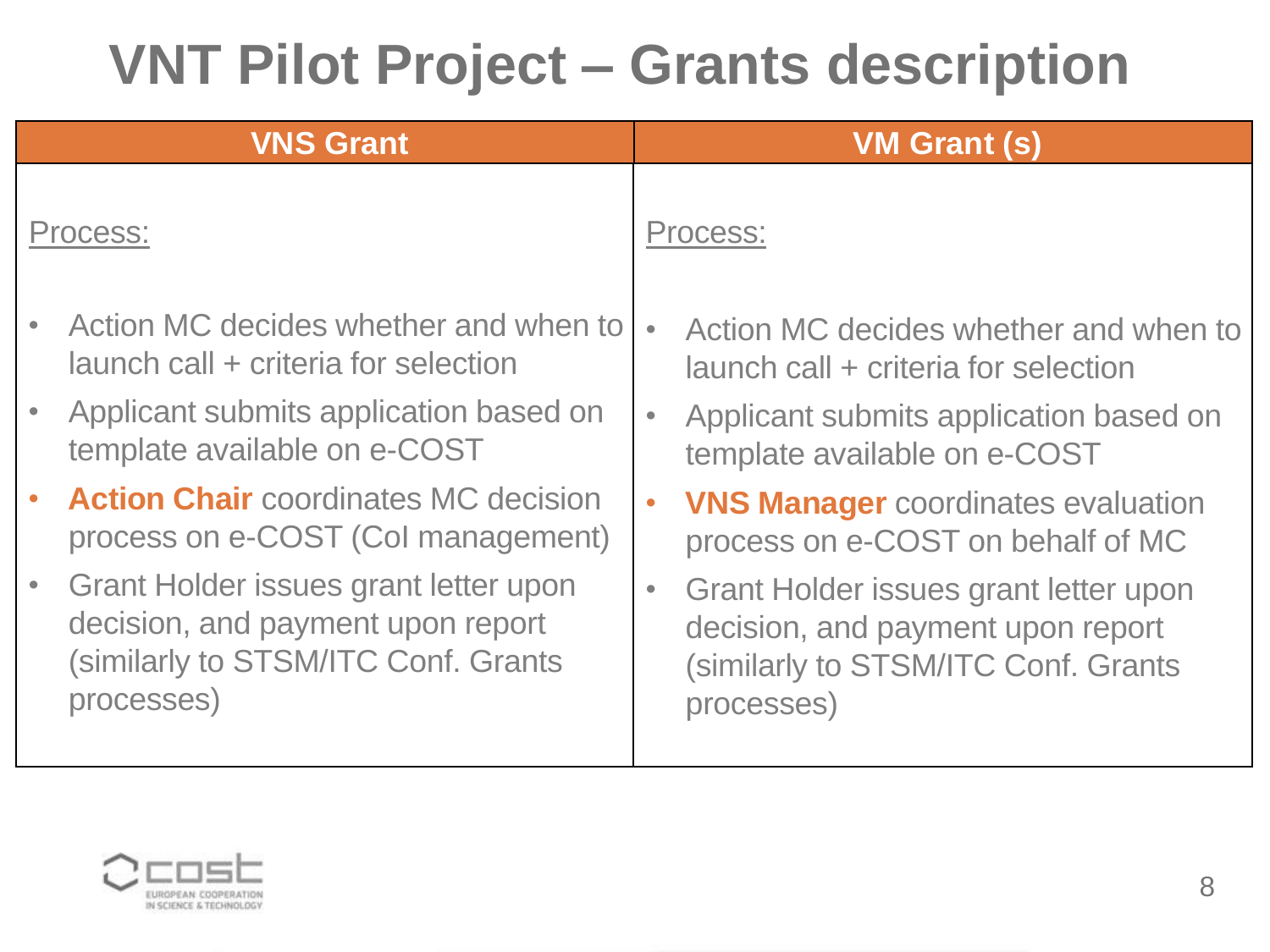# VNT Pilot Project – Grants description

| VNS Grant | VM Grant (s) |
| --- | --- |
| Process:<br><br>• Action MC decides whether and when to launch call + criteria for selection<br>• Applicant submits application based on template available on e-COST<br>• **Action Chair** coordinates MC decision process on e-COST (CoI management)<br>• Grant Holder issues grant letter upon decision, and payment upon report (similarly to STSM/ITC Conf. Grants processes) | Process:<br><br>• Action MC decides whether and when to launch call + criteria for selection<br>• Applicant submits application based on template available on e-COST<br>• **VNS Manager** coordinates evaluation process on e-COST on behalf of MC<br>• Grant Holder issues grant letter upon decision, and payment upon report (similarly to STSM/ITC Conf. Grants processes) |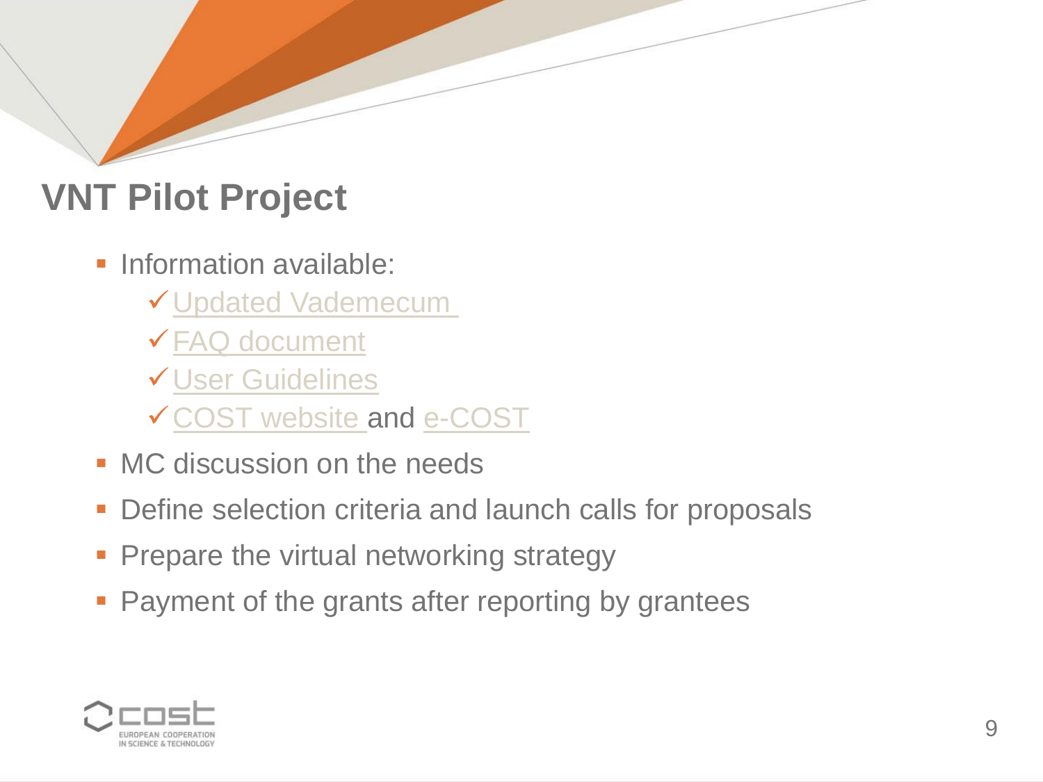# VNT Pilot Project

- Information available:
  - ✓ Updated Vademecum
  - ✓ FAQ document
  - ✓ User Guidelines
  - ✓ COST website and e-COST
- MC discussion on the needs
- Define selection criteria and launch calls for proposals
- Prepare the virtual networking strategy
- Payment of the grants after reporting by grantees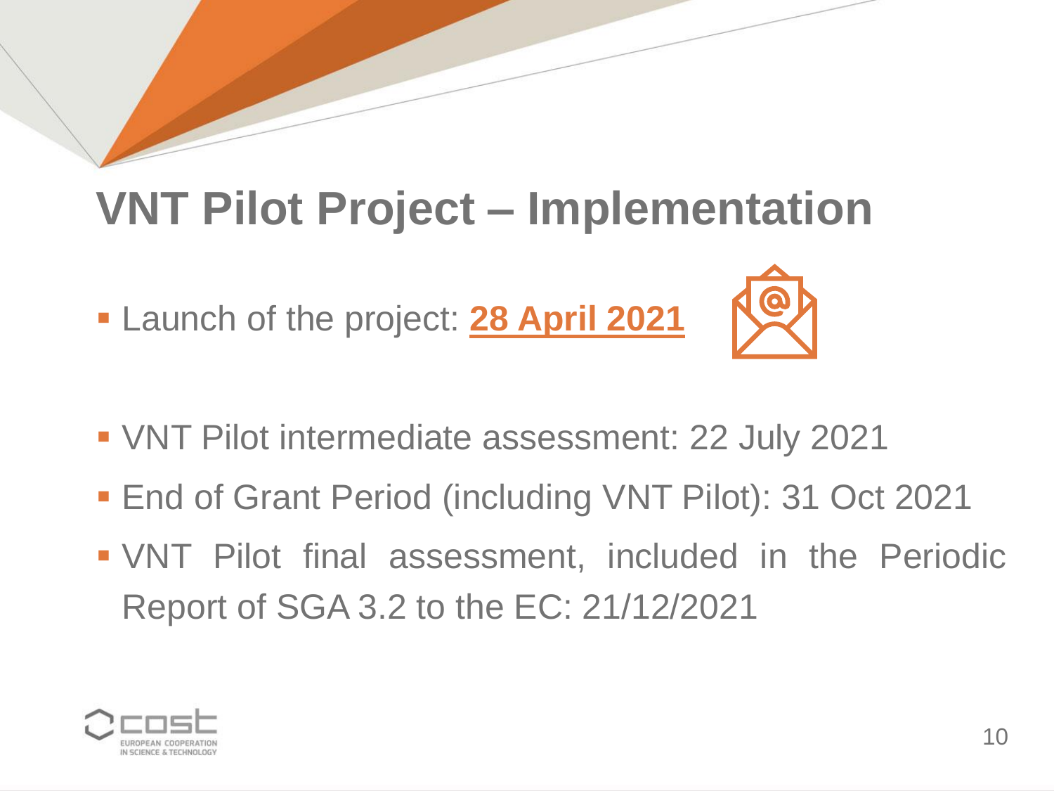# VNT Pilot Project – Implementation

- Launch of the project: **28 April 2021**
- VNT Pilot intermediate assessment: 22 July 2021
- End of Grant Period (including VNT Pilot): 31 Oct 2021
- VNT Pilot final assessment, included in the Periodic Report of SGA 3.2 to the EC: 21/12/2021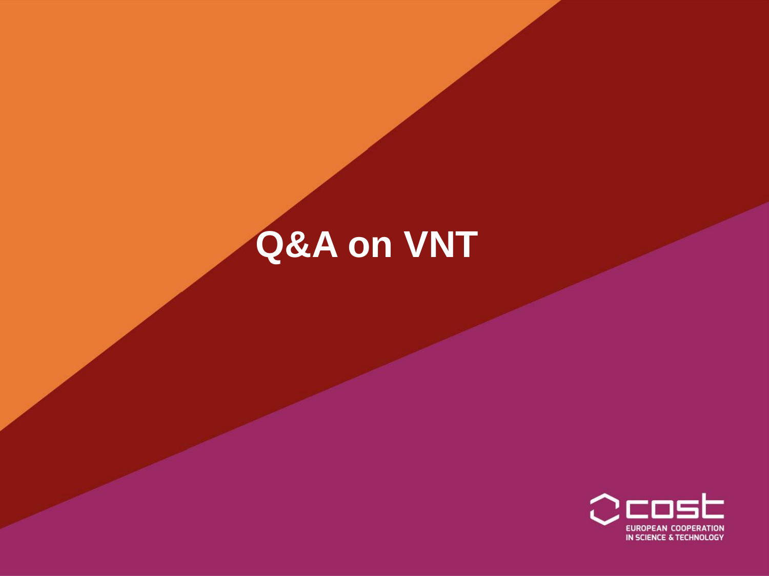# Q&A on VNT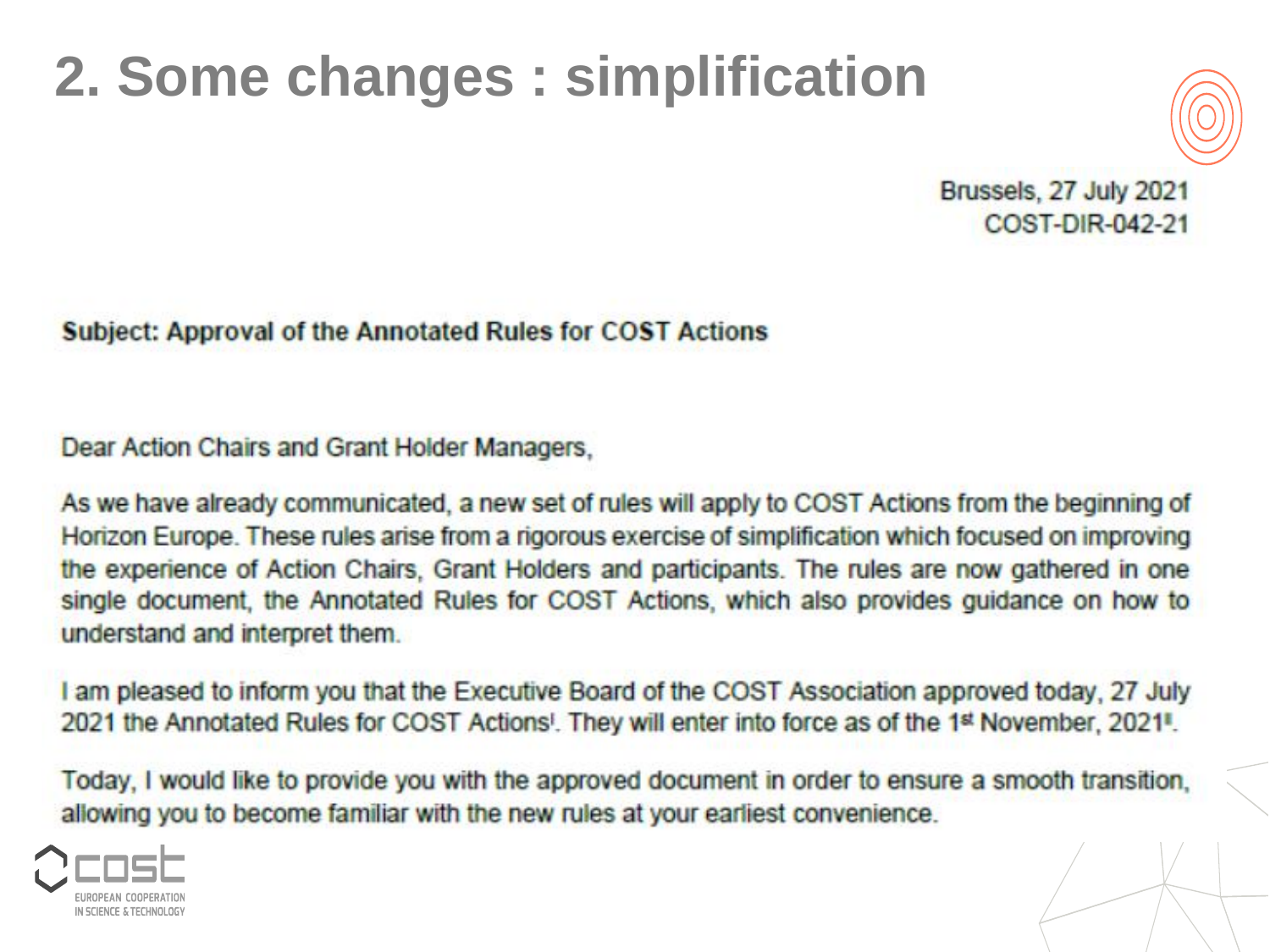# 2. Some changes : simplification

Brussels, 27 July 2021
COST-DIR-042-21

**Subject: Approval of the Annotated Rules for COST Actions**

Dear Action Chairs and Grant Holder Managers,

As we have already communicated, a new set of rules will apply to COST Actions from the beginning of Horizon Europe. These rules arise from a rigorous exercise of simplification which focused on improving the experience of Action Chairs, Grant Holders and participants. The rules are now gathered in one single document, the Annotated Rules for COST Actions, which also provides guidance on how to understand and interpret them.

I am pleased to inform you that the Executive Board of the COST Association approved today, 27 July 2021 the Annotated Rules for COST Actions[I]. They will enter into force as of the 1st November, 2021[II].

Today, I would like to provide you with the approved document in order to ensure a smooth transition, allowing you to become familiar with the new rules at your earliest convenience.

cost EUROPEAN COOPERATION IN SCIENCE & TECHNOLOGY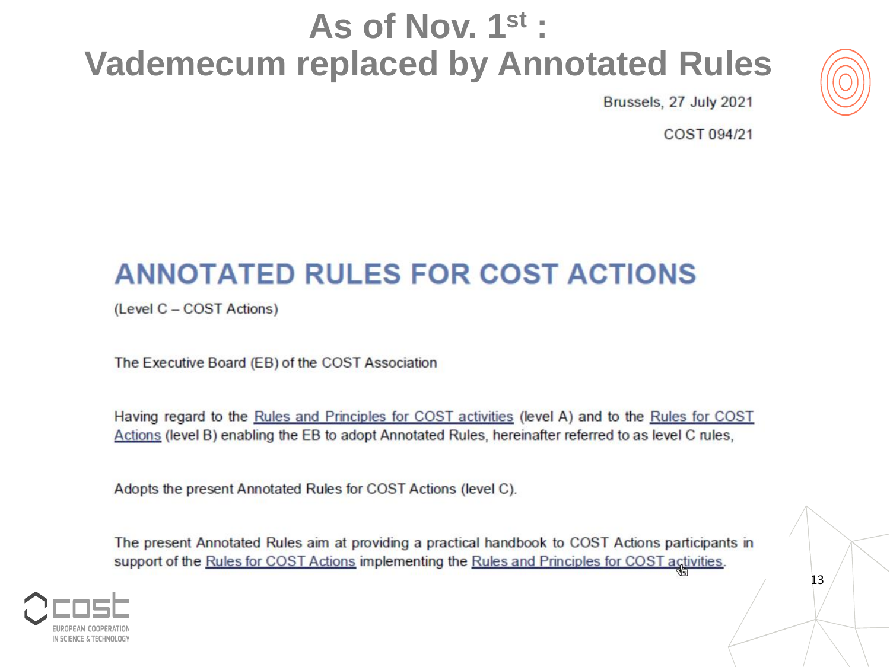# As of Nov. 1st : Vademecum replaced by Annotated Rules

Brussels, 27 July 2021

COST 094/21

## ANNOTATED RULES FOR COST ACTIONS

(Level C – COST Actions)

The Executive Board (EB) of the COST Association

Having regard to the Rules and Principles for COST activities (level A) and to the Rules for COST Actions (level B) enabling the EB to adopt Annotated Rules, hereinafter referred to as level C rules,

Adopts the present Annotated Rules for COST Actions (level C).

The present Annotated Rules aim at providing a practical handbook to COST Actions participants in support of the Rules for COST Actions implementing the Rules and Principles for COST activities.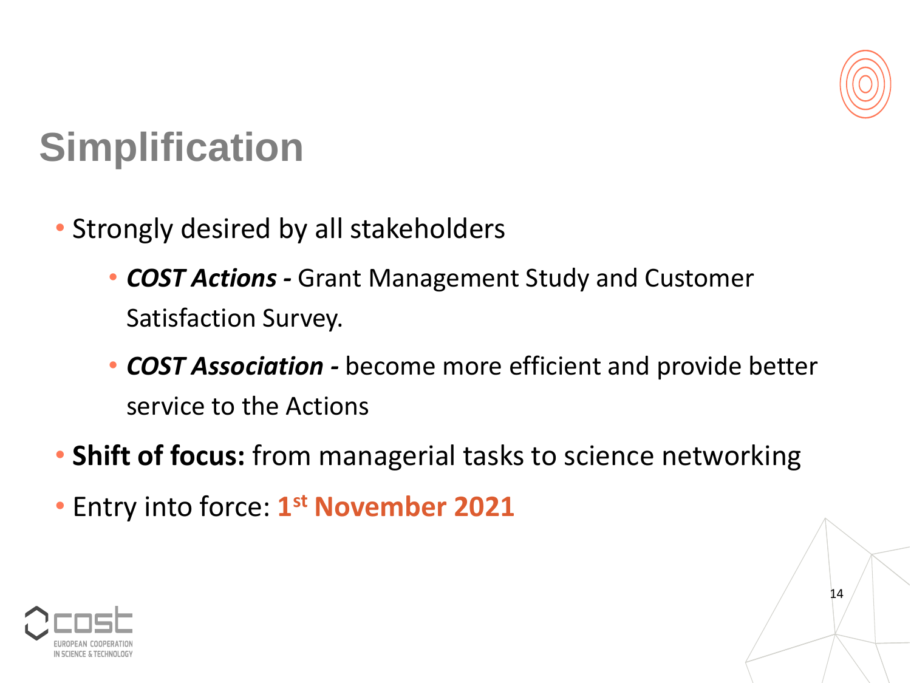# Simplification

- Strongly desired by all stakeholders
  - ***COST Actions -*** Grant Management Study and Customer Satisfaction Survey.
  - ***COST Association -*** become more efficient and provide better service to the Actions
- **Shift of focus:** from managerial tasks to science networking
- Entry into force: **1st November 2021**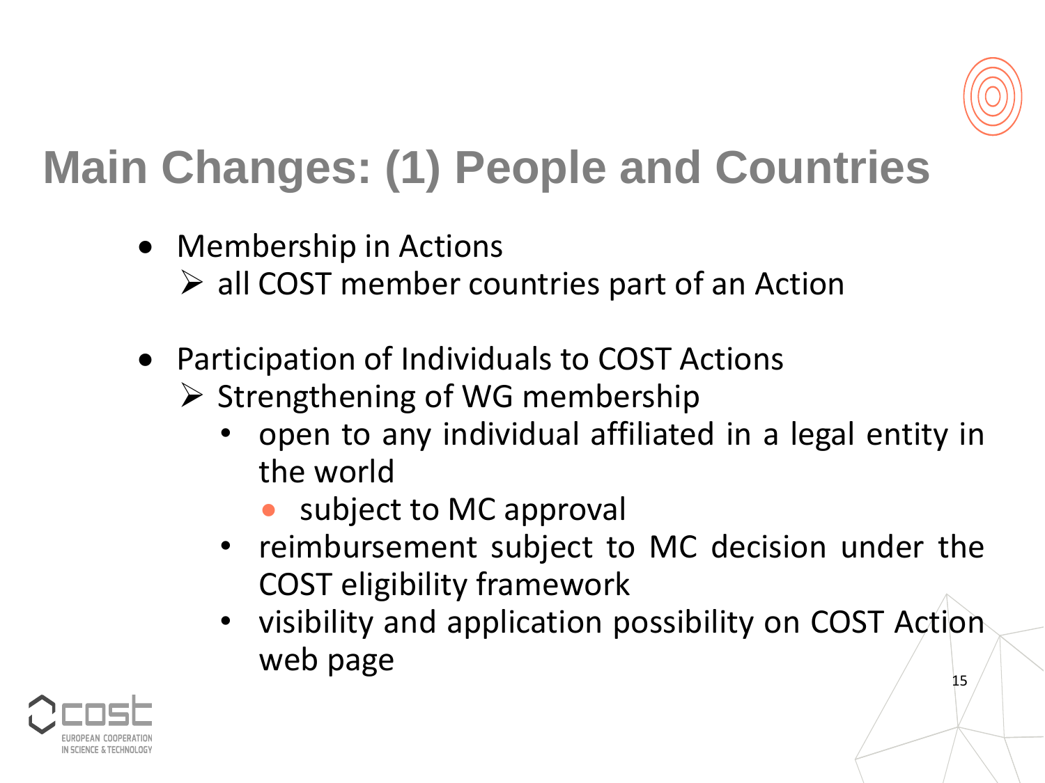# Main Changes: (1) People and Countries

- Membership in Actions
  - all COST member countries part of an Action

- Participation of Individuals to COST Actions
  - Strengthening of WG membership
    - open to any individual affiliated in a legal entity in the world
      - subject to MC approval
    - reimbursement subject to MC decision under the COST eligibility framework
    - visibility and application possibility on COST Action web page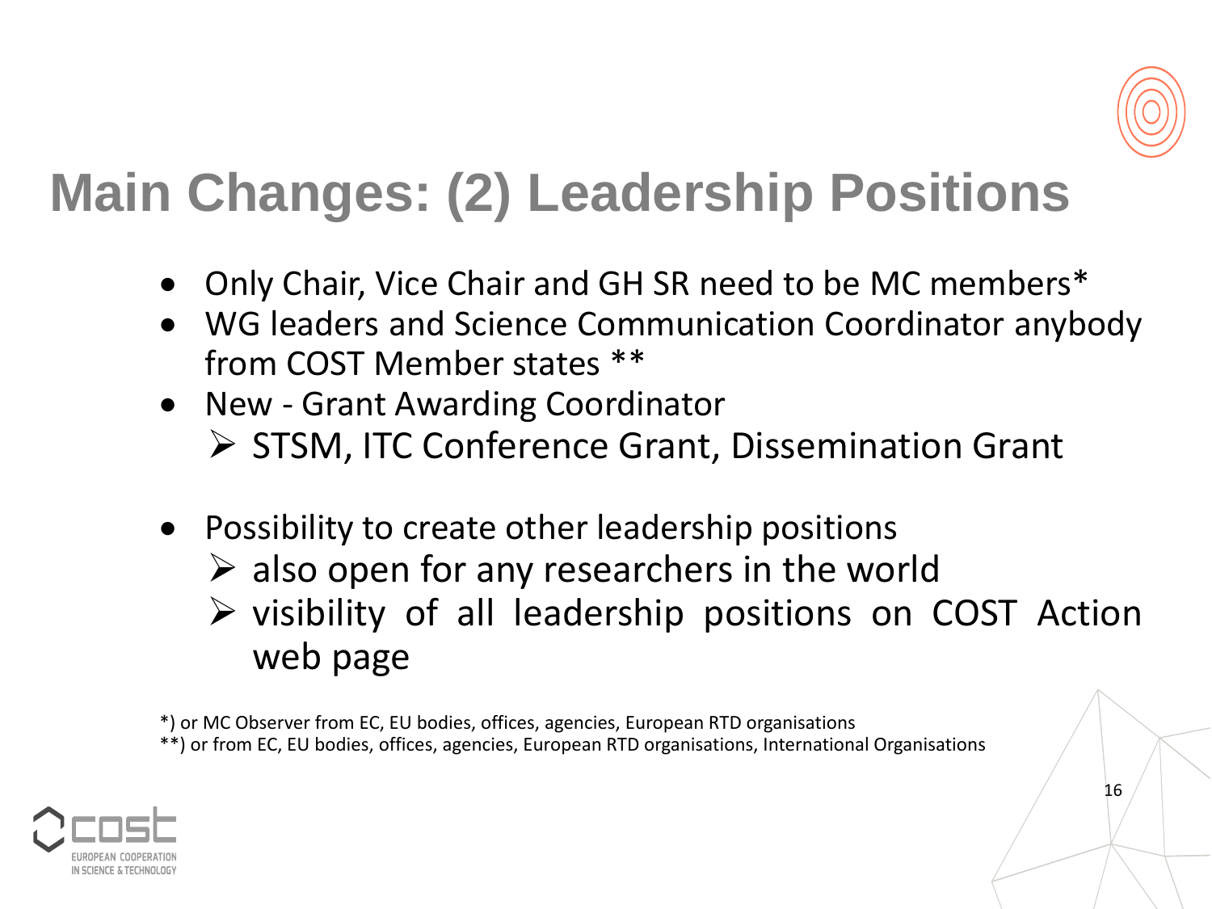# Main Changes: (2) Leadership Positions

- Only Chair, Vice Chair and GH SR need to be MC members*
- WG leaders and Science Communication Coordinator anybody from COST Member states **
- New - Grant Awarding Coordinator
  - STSM, ITC Conference Grant, Dissemination Grant
- Possibility to create other leadership positions
  - also open for any researchers in the world
  - visibility of all leadership positions on COST Action web page

*) or MC Observer from EC, EU bodies, offices, agencies, European RTD organisations
**) or from EC, EU bodies, offices, agencies, European RTD organisations, International Organisations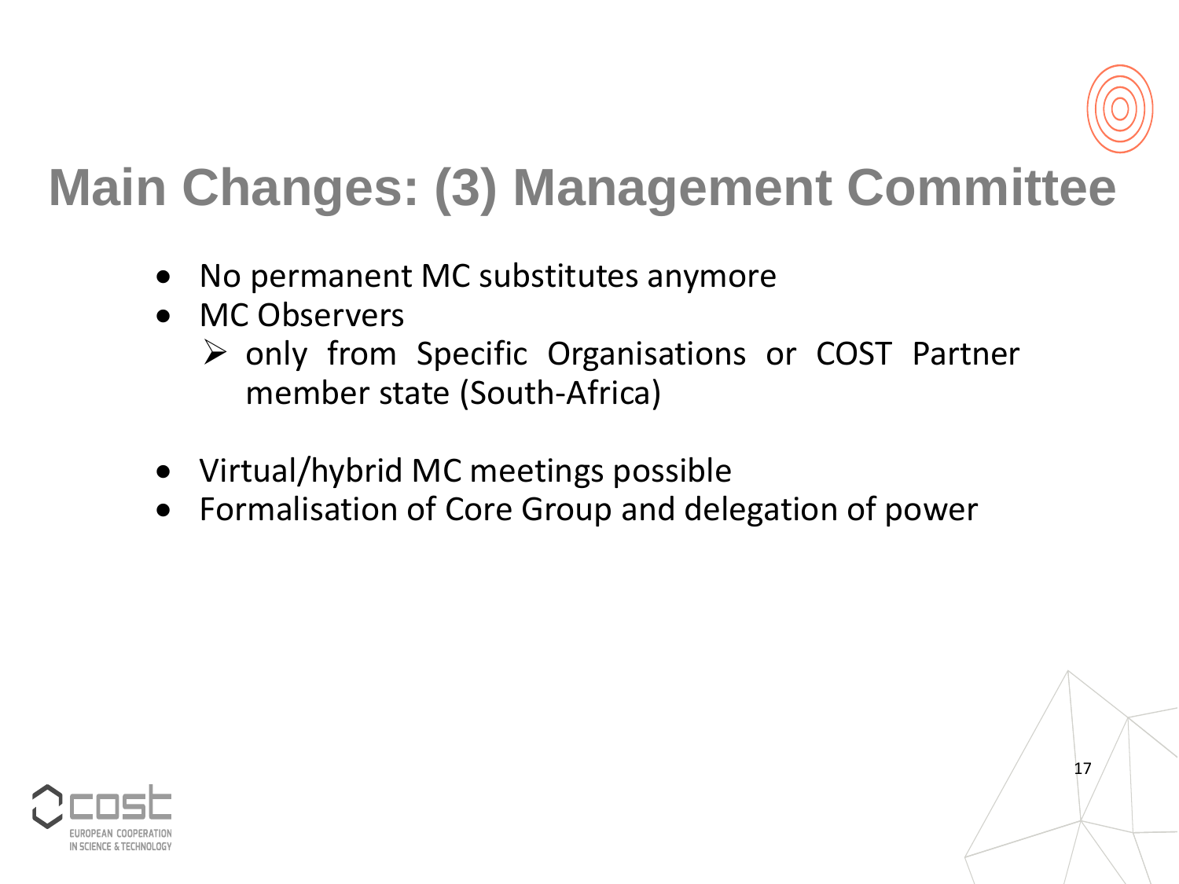# Main Changes: (3) Management Committee

- No permanent MC substitutes anymore
- MC Observers
  - only from Specific Organisations or COST Partner member state (South-Africa)
- Virtual/hybrid MC meetings possible
- Formalisation of Core Group and delegation of power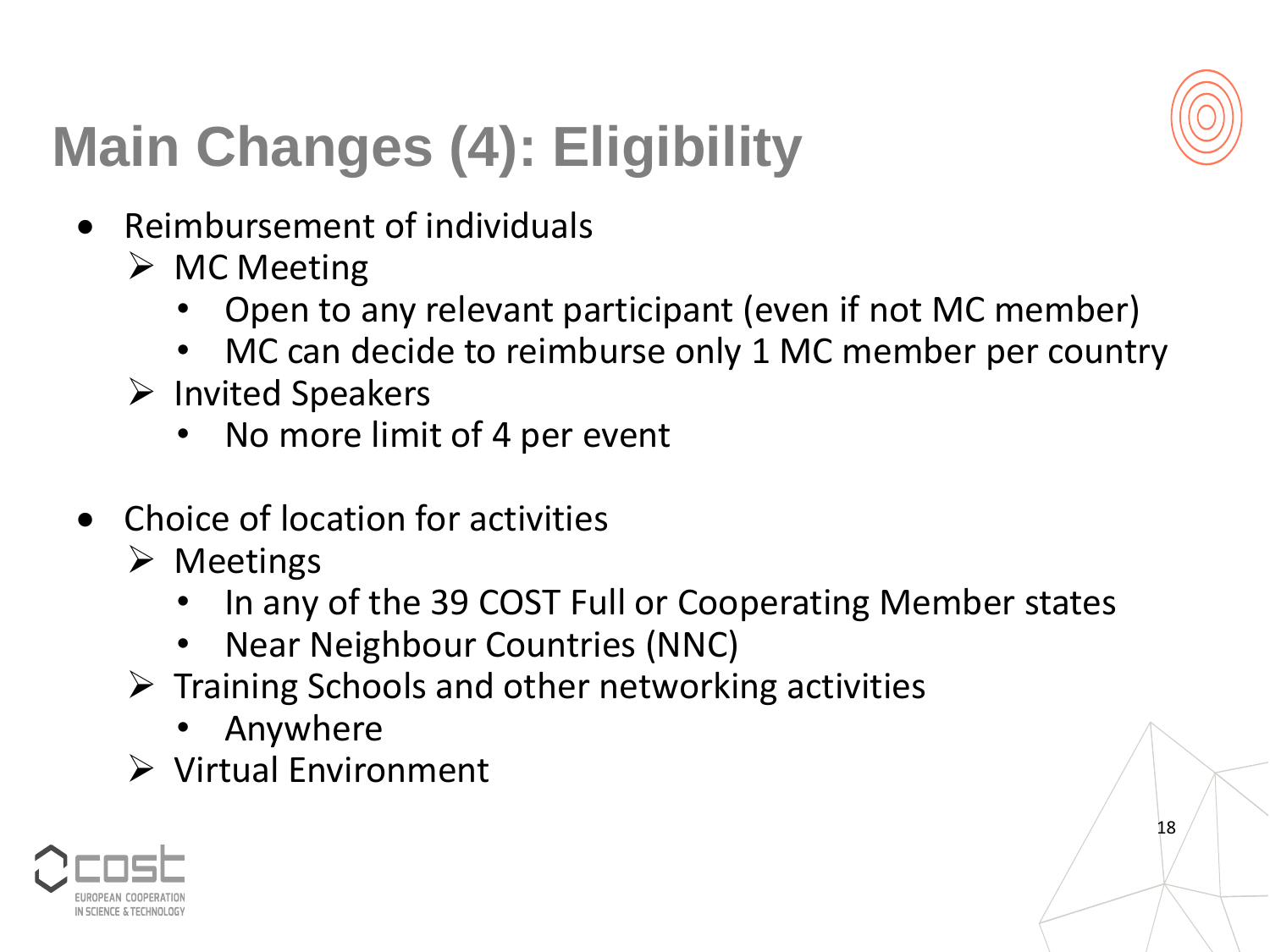# Main Changes (4): Eligibility

- Reimbursement of individuals
  - MC Meeting
    - Open to any relevant participant (even if not MC member)
    - MC can decide to reimburse only 1 MC member per country
  - Invited Speakers
    - No more limit of 4 per event

- Choice of location for activities
  - Meetings
    - In any of the 39 COST Full or Cooperating Member states
    - Near Neighbour Countries (NNC)
  - Training Schools and other networking activities
    - Anywhere
  - Virtual Environment